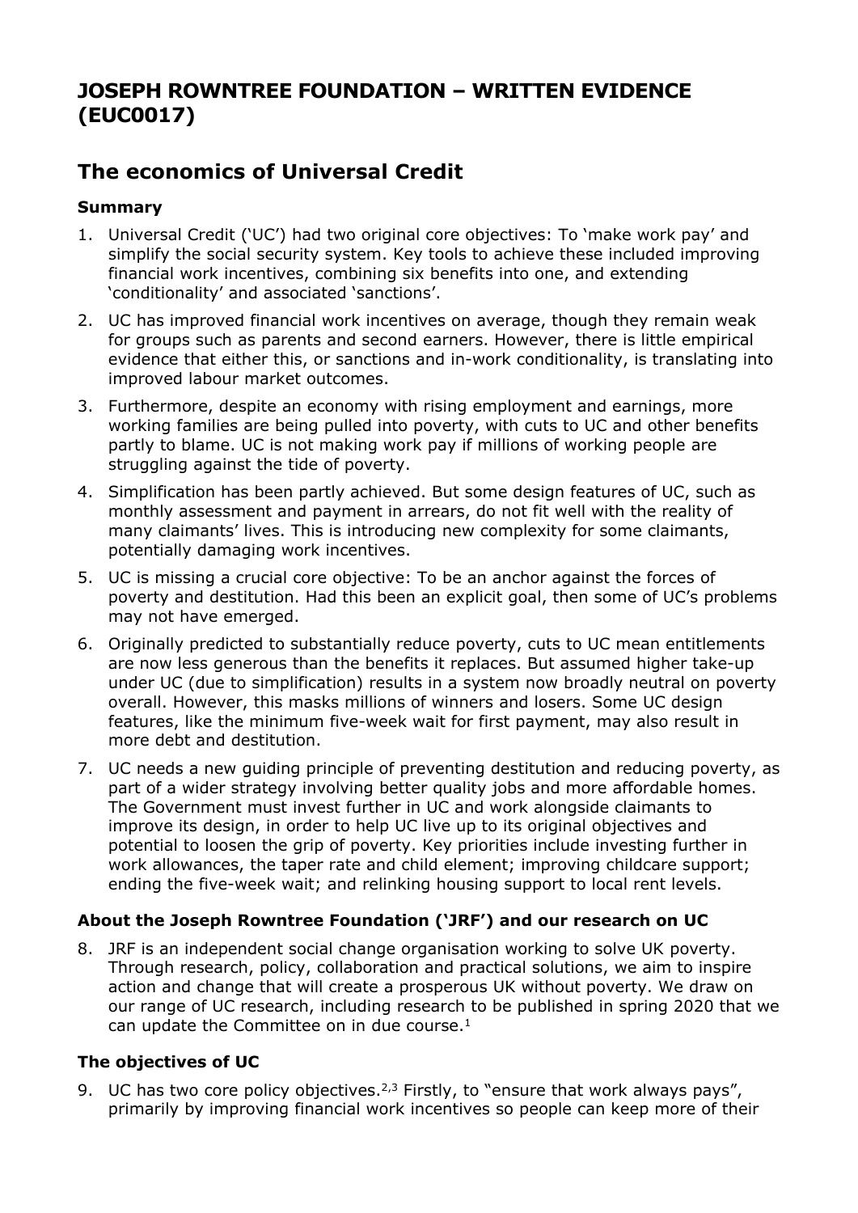# JOSEPH ROWNTREE FOUNDATION – WRITTEN EVIDENCE (EUC0017)

## The economics of Universal Credit

### Summary

1. Universal Credit ('UC') had two original core objectives: To 'make work pay' and simplify the social security system. Key tools to achieve these included improving financial work incentives, combining six benefits into one, and extending 'conditionality' and associated 'sanctions'.
2. UC has improved financial work incentives on average, though they remain weak for groups such as parents and second earners. However, there is little empirical evidence that either this, or sanctions and in-work conditionality, is translating into improved labour market outcomes.
3. Furthermore, despite an economy with rising employment and earnings, more working families are being pulled into poverty, with cuts to UC and other benefits partly to blame. UC is not making work pay if millions of working people are struggling against the tide of poverty.
4. Simplification has been partly achieved. But some design features of UC, such as monthly assessment and payment in arrears, do not fit well with the reality of many claimants' lives. This is introducing new complexity for some claimants, potentially damaging work incentives.
5. UC is missing a crucial core objective: To be an anchor against the forces of poverty and destitution. Had this been an explicit goal, then some of UC's problems may not have emerged.
6. Originally predicted to substantially reduce poverty, cuts to UC mean entitlements are now less generous than the benefits it replaces. But assumed higher take-up under UC (due to simplification) results in a system now broadly neutral on poverty overall. However, this masks millions of winners and losers. Some UC design features, like the minimum five-week wait for first payment, may also result in more debt and destitution.
7. UC needs a new guiding principle of preventing destitution and reducing poverty, as part of a wider strategy involving better quality jobs and more affordable homes. The Government must invest further in UC and work alongside claimants to improve its design, in order to help UC live up to its original objectives and potential to loosen the grip of poverty. Key priorities include investing further in work allowances, the taper rate and child element; improving childcare support; ending the five-week wait; and relinking housing support to local rent levels.

### About the Joseph Rowntree Foundation ('JRF') and our research on UC

8. JRF is an independent social change organisation working to solve UK poverty. Through research, policy, collaboration and practical solutions, we aim to inspire action and change that will create a prosperous UK without poverty. We draw on our range of UC research, including research to be published in spring 2020 that we can update the Committee on in due course.[1]

### The objectives of UC

9. UC has two core policy objectives.[2,3] Firstly, to "ensure that work always pays", primarily by improving financial work incentives so people can keep more of their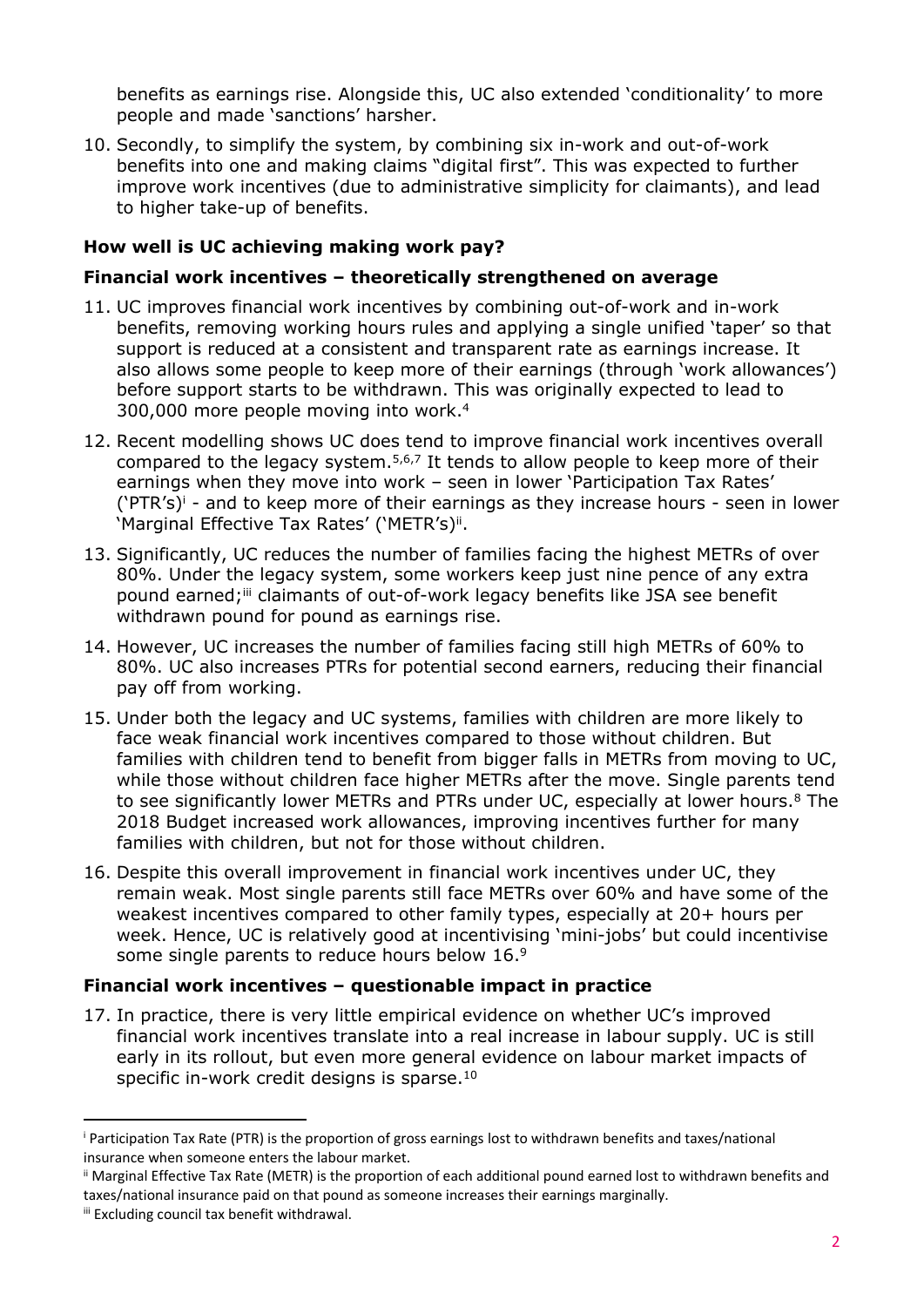benefits as earnings rise. Alongside this, UC also extended 'conditionality' to more people and made 'sanctions' harsher.

10. Secondly, to simplify the system, by combining six in-work and out-of-work benefits into one and making claims "digital first". This was expected to further improve work incentives (due to administrative simplicity for claimants), and lead to higher take-up of benefits.

**How well is UC achieving making work pay?**

**Financial work incentives – theoretically strengthened on average**

11. UC improves financial work incentives by combining out-of-work and in-work benefits, removing working hours rules and applying a single unified 'taper' so that support is reduced at a consistent and transparent rate as earnings increase. It also allows some people to keep more of their earnings (through 'work allowances') before support starts to be withdrawn. This was originally expected to lead to 300,000 more people moving into work.[4]

12. Recent modelling shows UC does tend to improve financial work incentives overall compared to the legacy system.[5,6,7] It tends to allow people to keep more of their earnings when they move into work – seen in lower 'Participation Tax Rates' ('PTR's)[i] - and to keep more of their earnings as they increase hours - seen in lower 'Marginal Effective Tax Rates' ('METR's)[ii].

13. Significantly, UC reduces the number of families facing the highest METRs of over 80%. Under the legacy system, some workers keep just nine pence of any extra pound earned;[iii] claimants of out-of-work legacy benefits like JSA see benefit withdrawn pound for pound as earnings rise.

14. However, UC increases the number of families facing still high METRs of 60% to 80%. UC also increases PTRs for potential second earners, reducing their financial pay off from working.

15. Under both the legacy and UC systems, families with children are more likely to face weak financial work incentives compared to those without children. But families with children tend to benefit from bigger falls in METRs from moving to UC, while those without children face higher METRs after the move. Single parents tend to see significantly lower METRs and PTRs under UC, especially at lower hours.[8] The 2018 Budget increased work allowances, improving incentives further for many families with children, but not for those without children.

16. Despite this overall improvement in financial work incentives under UC, they remain weak. Most single parents still face METRs over 60% and have some of the weakest incentives compared to other family types, especially at 20+ hours per week. Hence, UC is relatively good at incentivising 'mini-jobs' but could incentivise some single parents to reduce hours below 16.[9]

**Financial work incentives – questionable impact in practice**

17. In practice, there is very little empirical evidence on whether UC's improved financial work incentives translate into a real increase in labour supply. UC is still early in its rollout, but even more general evidence on labour market impacts of specific in-work credit designs is sparse.[10]

---

[i] Participation Tax Rate (PTR) is the proportion of gross earnings lost to withdrawn benefits and taxes/national insurance when someone enters the labour market.

[ii] Marginal Effective Tax Rate (METR) is the proportion of each additional pound earned lost to withdrawn benefits and taxes/national insurance paid on that pound as someone increases their earnings marginally.

[iii] Excluding council tax benefit withdrawal.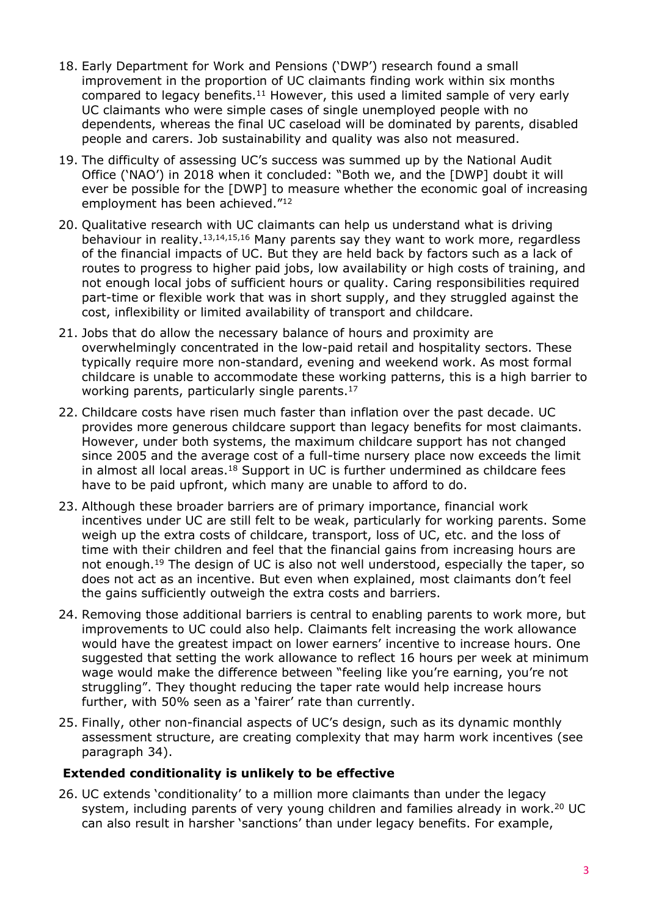18. Early Department for Work and Pensions ('DWP') research found a small improvement in the proportion of UC claimants finding work within six months compared to legacy benefits.[11] However, this used a limited sample of very early UC claimants who were simple cases of single unemployed people with no dependents, whereas the final UC caseload will be dominated by parents, disabled people and carers. Job sustainability and quality was also not measured.

19. The difficulty of assessing UC's success was summed up by the National Audit Office ('NAO') in 2018 when it concluded: "Both we, and the [DWP] doubt it will ever be possible for the [DWP] to measure whether the economic goal of increasing employment has been achieved."[12]

20. Qualitative research with UC claimants can help us understand what is driving behaviour in reality.[13,14,15,16] Many parents say they want to work more, regardless of the financial impacts of UC. But they are held back by factors such as a lack of routes to progress to higher paid jobs, low availability or high costs of training, and not enough local jobs of sufficient hours or quality. Caring responsibilities required part-time or flexible work that was in short supply, and they struggled against the cost, inflexibility or limited availability of transport and childcare.

21. Jobs that do allow the necessary balance of hours and proximity are overwhelmingly concentrated in the low-paid retail and hospitality sectors. These typically require more non-standard, evening and weekend work. As most formal childcare is unable to accommodate these working patterns, this is a high barrier to working parents, particularly single parents.[17]

22. Childcare costs have risen much faster than inflation over the past decade. UC provides more generous childcare support than legacy benefits for most claimants. However, under both systems, the maximum childcare support has not changed since 2005 and the average cost of a full-time nursery place now exceeds the limit in almost all local areas.[18] Support in UC is further undermined as childcare fees have to be paid upfront, which many are unable to afford to do.

23. Although these broader barriers are of primary importance, financial work incentives under UC are still felt to be weak, particularly for working parents. Some weigh up the extra costs of childcare, transport, loss of UC, etc. and the loss of time with their children and feel that the financial gains from increasing hours are not enough.[19] The design of UC is also not well understood, especially the taper, so does not act as an incentive. But even when explained, most claimants don't feel the gains sufficiently outweigh the extra costs and barriers.

24. Removing those additional barriers is central to enabling parents to work more, but improvements to UC could also help. Claimants felt increasing the work allowance would have the greatest impact on lower earners' incentive to increase hours. One suggested that setting the work allowance to reflect 16 hours per week at minimum wage would make the difference between "feeling like you're earning, you're not struggling". They thought reducing the taper rate would help increase hours further, with 50% seen as a 'fairer' rate than currently.

25. Finally, other non-financial aspects of UC's design, such as its dynamic monthly assessment structure, are creating complexity that may harm work incentives (see paragraph 34).

**Extended conditionality is unlikely to be effective**

26. UC extends 'conditionality' to a million more claimants than under the legacy system, including parents of very young children and families already in work.[20] UC can also result in harsher 'sanctions' than under legacy benefits. For example,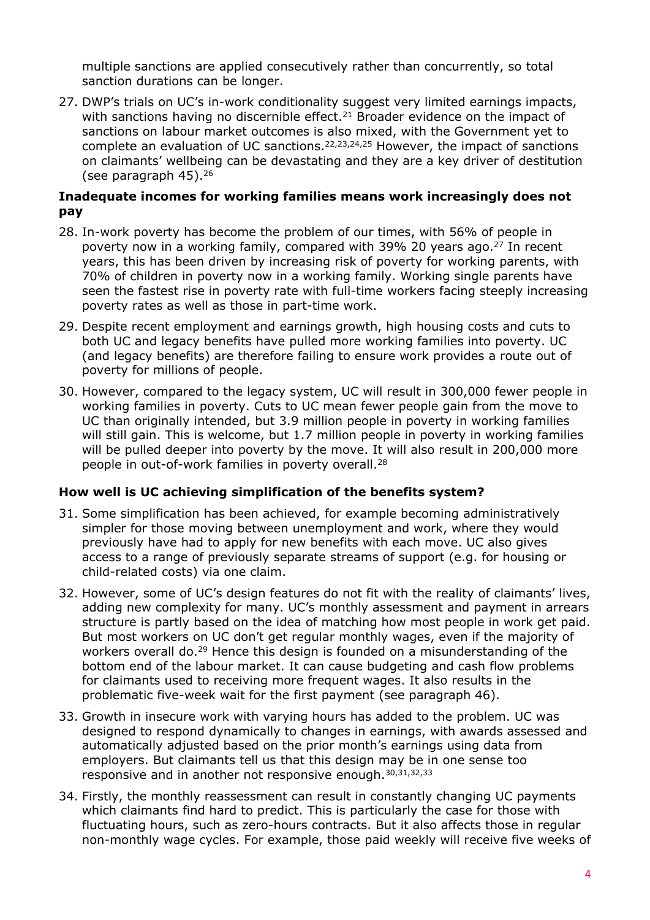multiple sanctions are applied consecutively rather than concurrently, so total sanction durations can be longer.

27. DWP's trials on UC's in-work conditionality suggest very limited earnings impacts, with sanctions having no discernible effect.[21] Broader evidence on the impact of sanctions on labour market outcomes is also mixed, with the Government yet to complete an evaluation of UC sanctions.[22,23,24,25] However, the impact of sanctions on claimants' wellbeing can be devastating and they are a key driver of destitution (see paragraph 45).[26]

### Inadequate incomes for working families means work increasingly does not pay

28. In-work poverty has become the problem of our times, with 56% of people in poverty now in a working family, compared with 39% 20 years ago.[27] In recent years, this has been driven by increasing risk of poverty for working parents, with 70% of children in poverty now in a working family. Working single parents have seen the fastest rise in poverty rate with full-time workers facing steeply increasing poverty rates as well as those in part-time work.

29. Despite recent employment and earnings growth, high housing costs and cuts to both UC and legacy benefits have pulled more working families into poverty. UC (and legacy benefits) are therefore failing to ensure work provides a route out of poverty for millions of people.

30. However, compared to the legacy system, UC will result in 300,000 fewer people in working families in poverty. Cuts to UC mean fewer people gain from the move to UC than originally intended, but 3.9 million people in poverty in working families will still gain. This is welcome, but 1.7 million people in poverty in working families will be pulled deeper into poverty by the move. It will also result in 200,000 more people in out-of-work families in poverty overall.[28]

### How well is UC achieving simplification of the benefits system?

31. Some simplification has been achieved, for example becoming administratively simpler for those moving between unemployment and work, where they would previously have had to apply for new benefits with each move. UC also gives access to a range of previously separate streams of support (e.g. for housing or child-related costs) via one claim.

32. However, some of UC's design features do not fit with the reality of claimants' lives, adding new complexity for many. UC's monthly assessment and payment in arrears structure is partly based on the idea of matching how most people in work get paid. But most workers on UC don't get regular monthly wages, even if the majority of workers overall do.[29] Hence this design is founded on a misunderstanding of the bottom end of the labour market. It can cause budgeting and cash flow problems for claimants used to receiving more frequent wages. It also results in the problematic five-week wait for the first payment (see paragraph 46).

33. Growth in insecure work with varying hours has added to the problem. UC was designed to respond dynamically to changes in earnings, with awards assessed and automatically adjusted based on the prior month's earnings using data from employers. But claimants tell us that this design may be in one sense too responsive and in another not responsive enough.[30,31,32,33]

34. Firstly, the monthly reassessment can result in constantly changing UC payments which claimants find hard to predict. This is particularly the case for those with fluctuating hours, such as zero-hours contracts. But it also affects those in regular non-monthly wage cycles. For example, those paid weekly will receive five weeks of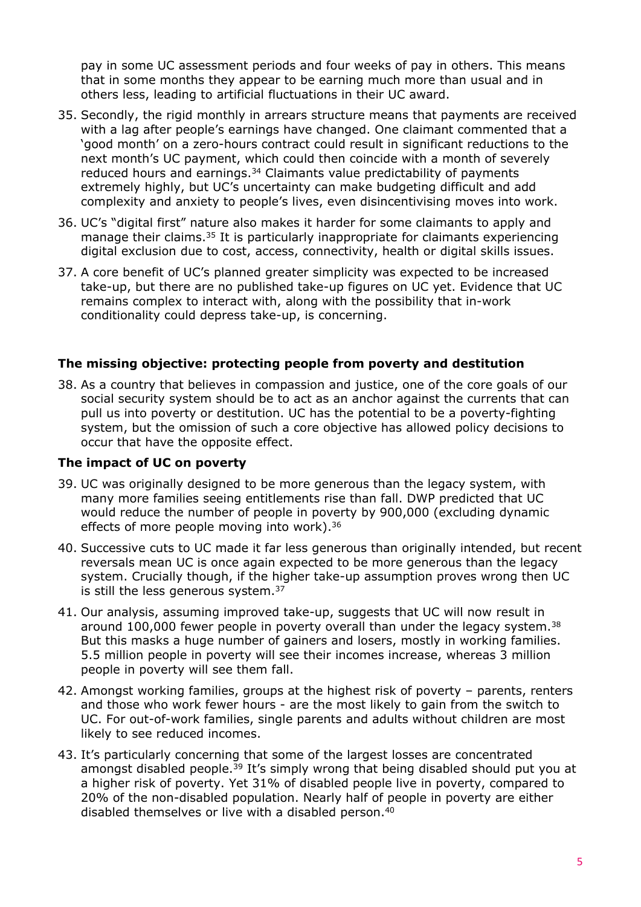pay in some UC assessment periods and four weeks of pay in others. This means that in some months they appear to be earning much more than usual and in others less, leading to artificial fluctuations in their UC award.

35. Secondly, the rigid monthly in arrears structure means that payments are received with a lag after people's earnings have changed. One claimant commented that a 'good month' on a zero-hours contract could result in significant reductions to the next month's UC payment, which could then coincide with a month of severely reduced hours and earnings.[34] Claimants value predictability of payments extremely highly, but UC's uncertainty can make budgeting difficult and add complexity and anxiety to people's lives, even disincentivising moves into work.
36. UC's "digital first" nature also makes it harder for some claimants to apply and manage their claims.[35] It is particularly inappropriate for claimants experiencing digital exclusion due to cost, access, connectivity, health or digital skills issues.
37. A core benefit of UC's planned greater simplicity was expected to be increased take-up, but there are no published take-up figures on UC yet. Evidence that UC remains complex to interact with, along with the possibility that in-work conditionality could depress take-up, is concerning.

### The missing objective: protecting people from poverty and destitution

38. As a country that believes in compassion and justice, one of the core goals of our social security system should be to act as an anchor against the currents that can pull us into poverty or destitution. UC has the potential to be a poverty-fighting system, but the omission of such a core objective has allowed policy decisions to occur that have the opposite effect.

### The impact of UC on poverty

39. UC was originally designed to be more generous than the legacy system, with many more families seeing entitlements rise than fall. DWP predicted that UC would reduce the number of people in poverty by 900,000 (excluding dynamic effects of more people moving into work).[36]
40. Successive cuts to UC made it far less generous than originally intended, but recent reversals mean UC is once again expected to be more generous than the legacy system. Crucially though, if the higher take-up assumption proves wrong then UC is still the less generous system.[37]
41. Our analysis, assuming improved take-up, suggests that UC will now result in around 100,000 fewer people in poverty overall than under the legacy system.[38] But this masks a huge number of gainers and losers, mostly in working families. 5.5 million people in poverty will see their incomes increase, whereas 3 million people in poverty will see them fall.
42. Amongst working families, groups at the highest risk of poverty – parents, renters and those who work fewer hours - are the most likely to gain from the switch to UC. For out-of-work families, single parents and adults without children are most likely to see reduced incomes.
43. It's particularly concerning that some of the largest losses are concentrated amongst disabled people.[39] It's simply wrong that being disabled should put you at a higher risk of poverty. Yet 31% of disabled people live in poverty, compared to 20% of the non-disabled population. Nearly half of people in poverty are either disabled themselves or live with a disabled person.[40]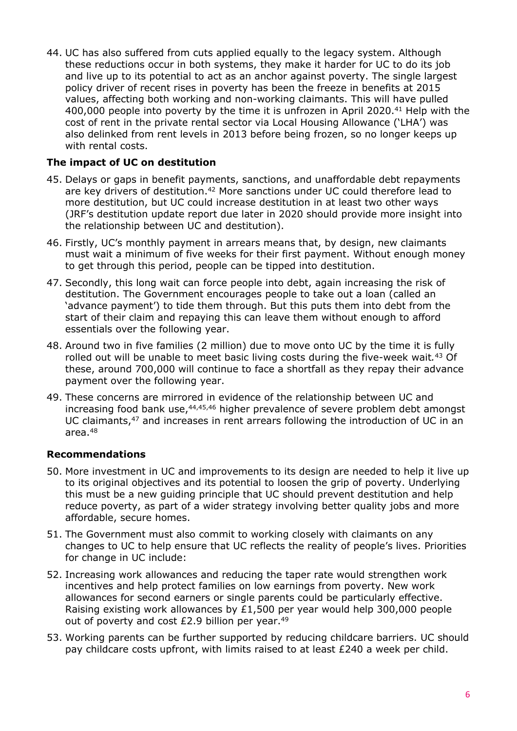44. UC has also suffered from cuts applied equally to the legacy system. Although these reductions occur in both systems, they make it harder for UC to do its job and live up to its potential to act as an anchor against poverty. The single largest policy driver of recent rises in poverty has been the freeze in benefits at 2015 values, affecting both working and non-working claimants. This will have pulled 400,000 people into poverty by the time it is unfrozen in April 2020.[41] Help with the cost of rent in the private rental sector via Local Housing Allowance ('LHA') was also delinked from rent levels in 2013 before being frozen, so no longer keeps up with rental costs.

### The impact of UC on destitution

45. Delays or gaps in benefit payments, sanctions, and unaffordable debt repayments are key drivers of destitution.[42] More sanctions under UC could therefore lead to more destitution, but UC could increase destitution in at least two other ways (JRF's destitution update report due later in 2020 should provide more insight into the relationship between UC and destitution).

46. Firstly, UC's monthly payment in arrears means that, by design, new claimants must wait a minimum of five weeks for their first payment. Without enough money to get through this period, people can be tipped into destitution.

47. Secondly, this long wait can force people into debt, again increasing the risk of destitution. The Government encourages people to take out a loan (called an 'advance payment') to tide them through. But this puts them into debt from the start of their claim and repaying this can leave them without enough to afford essentials over the following year.

48. Around two in five families (2 million) due to move onto UC by the time it is fully rolled out will be unable to meet basic living costs during the five-week wait.[43] Of these, around 700,000 will continue to face a shortfall as they repay their advance payment over the following year.

49. These concerns are mirrored in evidence of the relationship between UC and increasing food bank use,[44,45,46] higher prevalence of severe problem debt amongst UC claimants,[47] and increases in rent arrears following the introduction of UC in an area.[48]

### Recommendations

50. More investment in UC and improvements to its design are needed to help it live up to its original objectives and its potential to loosen the grip of poverty. Underlying this must be a new guiding principle that UC should prevent destitution and help reduce poverty, as part of a wider strategy involving better quality jobs and more affordable, secure homes.

51. The Government must also commit to working closely with claimants on any changes to UC to help ensure that UC reflects the reality of people's lives. Priorities for change in UC include:

52. Increasing work allowances and reducing the taper rate would strengthen work incentives and help protect families on low earnings from poverty. New work allowances for second earners or single parents could be particularly effective. Raising existing work allowances by £1,500 per year would help 300,000 people out of poverty and cost £2.9 billion per year.[49]

53. Working parents can be further supported by reducing childcare barriers. UC should pay childcare costs upfront, with limits raised to at least £240 a week per child.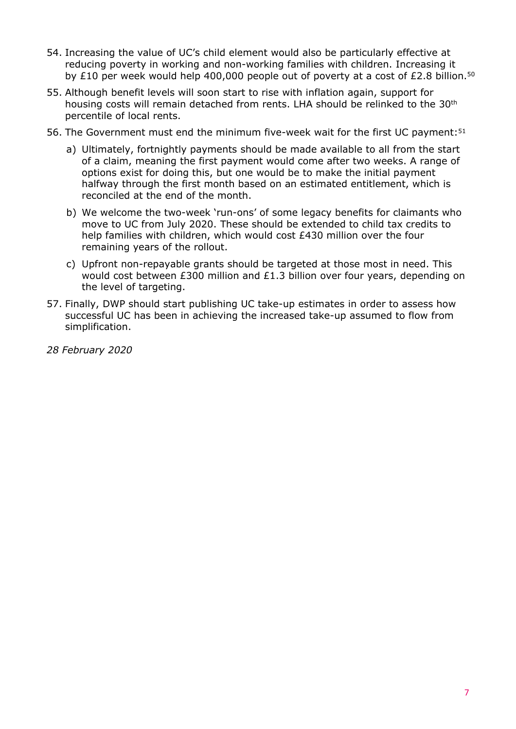54. Increasing the value of UC's child element would also be particularly effective at reducing poverty in working and non-working families with children. Increasing it by £10 per week would help 400,000 people out of poverty at a cost of £2.8 billion.[50]

55. Although benefit levels will soon start to rise with inflation again, support for housing costs will remain detached from rents. LHA should be relinked to the 30th percentile of local rents.

56. The Government must end the minimum five-week wait for the first UC payment:[51]

    a) Ultimately, fortnightly payments should be made available to all from the start of a claim, meaning the first payment would come after two weeks. A range of options exist for doing this, but one would be to make the initial payment halfway through the first month based on an estimated entitlement, which is reconciled at the end of the month.

    b) We welcome the two-week 'run-ons' of some legacy benefits for claimants who move to UC from July 2020. These should be extended to child tax credits to help families with children, which would cost £430 million over the four remaining years of the rollout.

    c) Upfront non-repayable grants should be targeted at those most in need. This would cost between £300 million and £1.3 billion over four years, depending on the level of targeting.

57. Finally, DWP should start publishing UC take-up estimates in order to assess how successful UC has been in achieving the increased take-up assumed to flow from simplification.

*28 February 2020*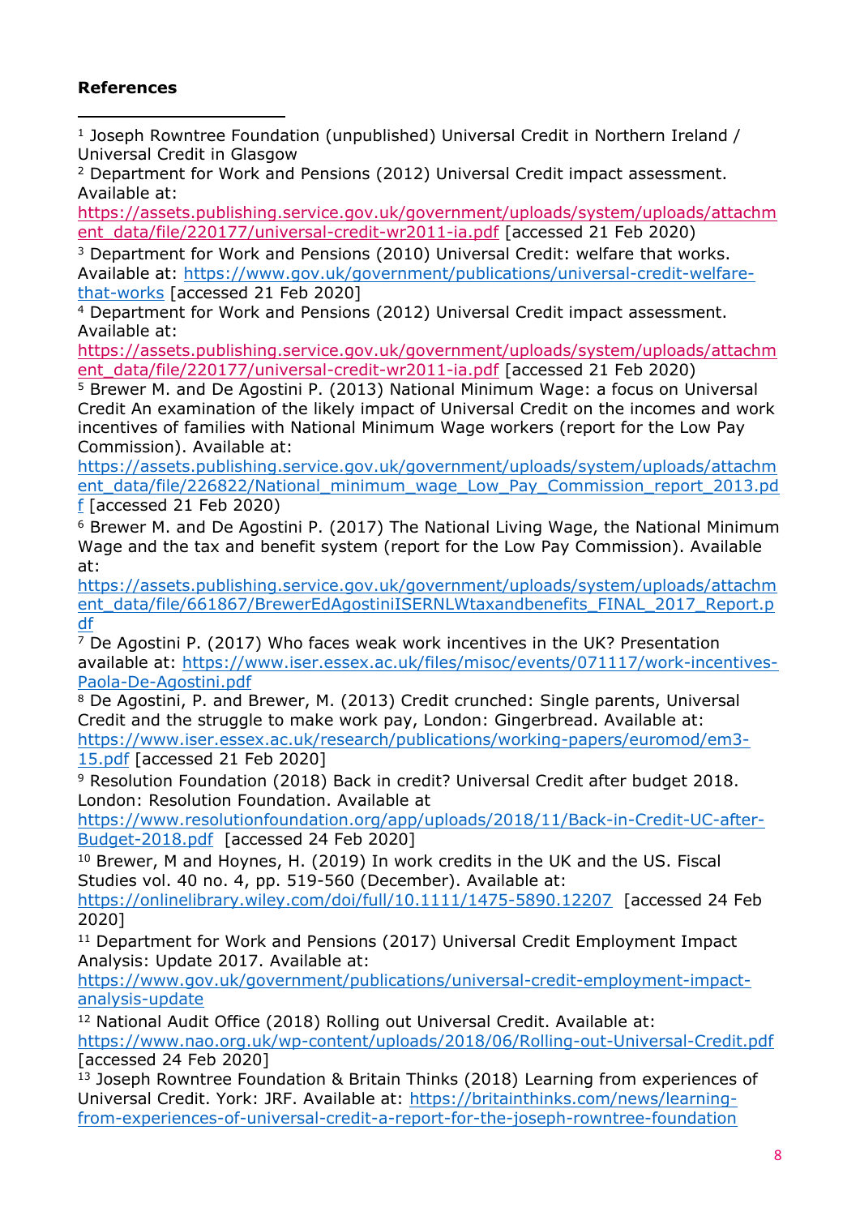**References**

[1] Joseph Rowntree Foundation (unpublished) Universal Credit in Northern Ireland / Universal Credit in Glasgow

[2] Department for Work and Pensions (2012) Universal Credit impact assessment. Available at: https://assets.publishing.service.gov.uk/government/uploads/system/uploads/attachment_data/file/220177/universal-credit-wr2011-ia.pdf [accessed 21 Feb 2020)

[3] Department for Work and Pensions (2010) Universal Credit: welfare that works. Available at: https://www.gov.uk/government/publications/universal-credit-welfare-that-works [accessed 21 Feb 2020]

[4] Department for Work and Pensions (2012) Universal Credit impact assessment. Available at: https://assets.publishing.service.gov.uk/government/uploads/system/uploads/attachment_data/file/220177/universal-credit-wr2011-ia.pdf [accessed 21 Feb 2020)

[5] Brewer M. and De Agostini P. (2013) National Minimum Wage: a focus on Universal Credit An examination of the likely impact of Universal Credit on the incomes and work incentives of families with National Minimum Wage workers (report for the Low Pay Commission). Available at: https://assets.publishing.service.gov.uk/government/uploads/system/uploads/attachment_data/file/226822/National_minimum_wage_Low_Pay_Commission_report_2013.pdf [accessed 21 Feb 2020)

[6] Brewer M. and De Agostini P. (2017) The National Living Wage, the National Minimum Wage and the tax and benefit system (report for the Low Pay Commission). Available at: https://assets.publishing.service.gov.uk/government/uploads/system/uploads/attachment_data/file/661867/BrewerEdAgostiniISERNLWtaxandbenefits_FINAL_2017_Report.pdf

[7] De Agostini P. (2017) Who faces weak work incentives in the UK? Presentation available at: https://www.iser.essex.ac.uk/files/misoc/events/071117/work-incentives-Paola-De-Agostini.pdf

[8] De Agostini, P. and Brewer, M. (2013) Credit crunched: Single parents, Universal Credit and the struggle to make work pay, London: Gingerbread. Available at: https://www.iser.essex.ac.uk/research/publications/working-papers/euromod/em3-15.pdf [accessed 21 Feb 2020]

[9] Resolution Foundation (2018) Back in credit? Universal Credit after budget 2018. London: Resolution Foundation. Available at https://www.resolutionfoundation.org/app/uploads/2018/11/Back-in-Credit-UC-after-Budget-2018.pdf [accessed 24 Feb 2020]

[10] Brewer, M and Hoynes, H. (2019) In work credits in the UK and the US. Fiscal Studies vol. 40 no. 4, pp. 519-560 (December). Available at: https://onlinelibrary.wiley.com/doi/full/10.1111/1475-5890.12207 [accessed 24 Feb 2020]

[11] Department for Work and Pensions (2017) Universal Credit Employment Impact Analysis: Update 2017. Available at: https://www.gov.uk/government/publications/universal-credit-employment-impact-analysis-update

[12] National Audit Office (2018) Rolling out Universal Credit. Available at: https://www.nao.org.uk/wp-content/uploads/2018/06/Rolling-out-Universal-Credit.pdf [accessed 24 Feb 2020]

[13] Joseph Rowntree Foundation & Britain Thinks (2018) Learning from experiences of Universal Credit. York: JRF. Available at: https://britainthinks.com/news/learning-from-experiences-of-universal-credit-a-report-for-the-joseph-rowntree-foundation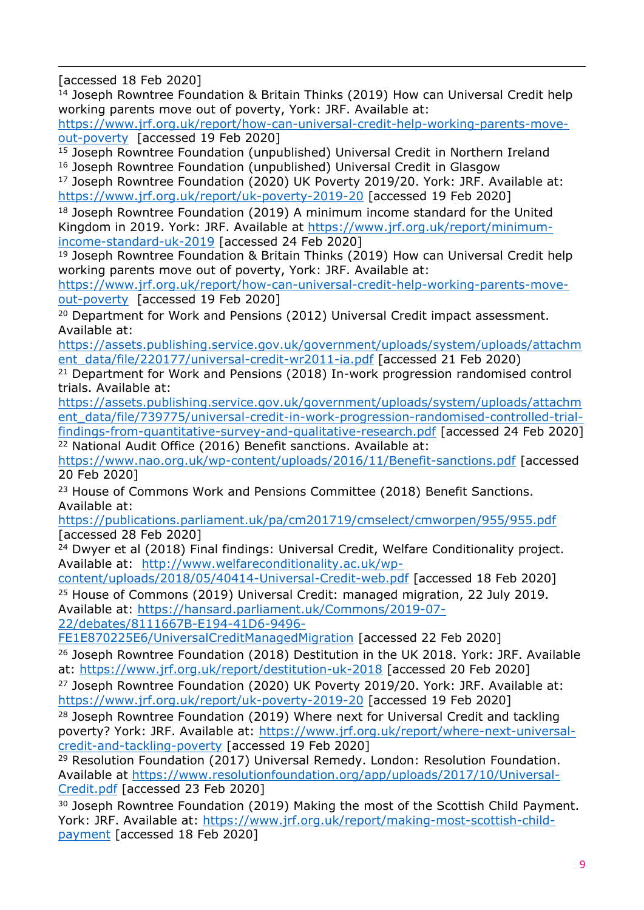[accessed 18 Feb 2020]

[14] Joseph Rowntree Foundation & Britain Thinks (2019) How can Universal Credit help working parents move out of poverty, York: JRF. Available at: https://www.jrf.org.uk/report/how-can-universal-credit-help-working-parents-move-out-poverty [accessed 19 Feb 2020]

[15] Joseph Rowntree Foundation (unpublished) Universal Credit in Northern Ireland

[16] Joseph Rowntree Foundation (unpublished) Universal Credit in Glasgow

[17] Joseph Rowntree Foundation (2020) UK Poverty 2019/20. York: JRF. Available at: https://www.jrf.org.uk/report/uk-poverty-2019-20 [accessed 19 Feb 2020]

[18] Joseph Rowntree Foundation (2019) A minimum income standard for the United Kingdom in 2019. York: JRF. Available at https://www.jrf.org.uk/report/minimum-income-standard-uk-2019 [accessed 24 Feb 2020]

[19] Joseph Rowntree Foundation & Britain Thinks (2019) How can Universal Credit help working parents move out of poverty, York: JRF. Available at: https://www.jrf.org.uk/report/how-can-universal-credit-help-working-parents-move-out-poverty [accessed 19 Feb 2020]

[20] Department for Work and Pensions (2012) Universal Credit impact assessment. Available at: https://assets.publishing.service.gov.uk/government/uploads/system/uploads/attachment_data/file/220177/universal-credit-wr2011-ia.pdf [accessed 21 Feb 2020)

[21] Department for Work and Pensions (2018) In-work progression randomised control trials. Available at: https://assets.publishing.service.gov.uk/government/uploads/system/uploads/attachment_data/file/739775/universal-credit-in-work-progression-randomised-controlled-trial-findings-from-quantitative-survey-and-qualitative-research.pdf [accessed 24 Feb 2020]

[22] National Audit Office (2016) Benefit sanctions. Available at: https://www.nao.org.uk/wp-content/uploads/2016/11/Benefit-sanctions.pdf [accessed 20 Feb 2020]

[23] House of Commons Work and Pensions Committee (2018) Benefit Sanctions. Available at: https://publications.parliament.uk/pa/cm201719/cmselect/cmworpen/955/955.pdf [accessed 28 Feb 2020]

[24] Dwyer et al (2018) Final findings: Universal Credit, Welfare Conditionality project. Available at: http://www.welfareconditionality.ac.uk/wp-content/uploads/2018/05/40414-Universal-Credit-web.pdf [accessed 18 Feb 2020]

[25] House of Commons (2019) Universal Credit: managed migration, 22 July 2019. Available at: https://hansard.parliament.uk/Commons/2019-07-22/debates/8111667B-E194-41D6-9496-FE1E870225E6/UniversalCreditManagedMigration [accessed 22 Feb 2020]

[26] Joseph Rowntree Foundation (2018) Destitution in the UK 2018. York: JRF. Available at: https://www.jrf.org.uk/report/destitution-uk-2018 [accessed 20 Feb 2020]

[27] Joseph Rowntree Foundation (2020) UK Poverty 2019/20. York: JRF. Available at: https://www.jrf.org.uk/report/uk-poverty-2019-20 [accessed 19 Feb 2020]

[28] Joseph Rowntree Foundation (2019) Where next for Universal Credit and tackling poverty? York: JRF. Available at: https://www.jrf.org.uk/report/where-next-universal-credit-and-tackling-poverty [accessed 19 Feb 2020]

[29] Resolution Foundation (2017) Universal Remedy. London: Resolution Foundation. Available at https://www.resolutionfoundation.org/app/uploads/2017/10/Universal-Credit.pdf [accessed 23 Feb 2020]

[30] Joseph Rowntree Foundation (2019) Making the most of the Scottish Child Payment. York: JRF. Available at: https://www.jrf.org.uk/report/making-most-scottish-child-payment [accessed 18 Feb 2020]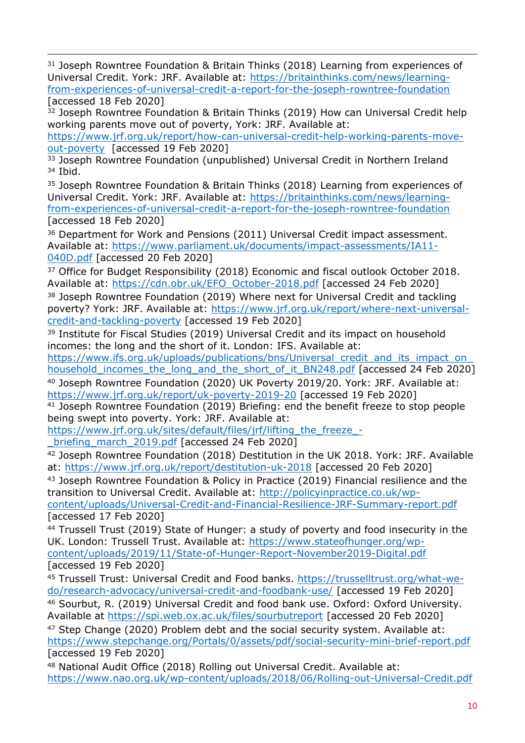[31] Joseph Rowntree Foundation & Britain Thinks (2018) Learning from experiences of Universal Credit. York: JRF. Available at: https://britainthinks.com/news/learning-from-experiences-of-universal-credit-a-report-for-the-joseph-rowntree-foundation [accessed 18 Feb 2020]

[32] Joseph Rowntree Foundation & Britain Thinks (2019) How can Universal Credit help working parents move out of poverty, York: JRF. Available at: https://www.jrf.org.uk/report/how-can-universal-credit-help-working-parents-move-out-poverty [accessed 19 Feb 2020]

[33] Joseph Rowntree Foundation (unpublished) Universal Credit in Northern Ireland

[34] Ibid.

[35] Joseph Rowntree Foundation & Britain Thinks (2018) Learning from experiences of Universal Credit. York: JRF. Available at: https://britainthinks.com/news/learning-from-experiences-of-universal-credit-a-report-for-the-joseph-rowntree-foundation [accessed 18 Feb 2020]

[36] Department for Work and Pensions (2011) Universal Credit impact assessment. Available at: https://www.parliament.uk/documents/impact-assessments/IA11-040D.pdf [accessed 20 Feb 2020]

[37] Office for Budget Responsibility (2018) Economic and fiscal outlook October 2018. Available at: https://cdn.obr.uk/EFO_October-2018.pdf [accessed 24 Feb 2020]

[38] Joseph Rowntree Foundation (2019) Where next for Universal Credit and tackling poverty? York: JRF. Available at: https://www.jrf.org.uk/report/where-next-universal-credit-and-tackling-poverty [accessed 19 Feb 2020]

[39] Institute for Fiscal Studies (2019) Universal Credit and its impact on household incomes: the long and the short of it. London: IFS. Available at: https://www.ifs.org.uk/uploads/publications/bns/Universal_credit_and_its_impact_on_household_incomes_the_long_and_the_short_of_it_BN248.pdf [accessed 24 Feb 2020]

[40] Joseph Rowntree Foundation (2020) UK Poverty 2019/20. York: JRF. Available at: https://www.jrf.org.uk/report/uk-poverty-2019-20 [accessed 19 Feb 2020]

[41] Joseph Rowntree Foundation (2019) Briefing: end the benefit freeze to stop people being swept into poverty. York: JRF. Available at: https://www.jrf.org.uk/sites/default/files/jrf/lifting_the_freeze_-_briefing_march_2019.pdf [accessed 24 Feb 2020]

[42] Joseph Rowntree Foundation (2018) Destitution in the UK 2018. York: JRF. Available at: https://www.jrf.org.uk/report/destitution-uk-2018 [accessed 20 Feb 2020]

[43] Joseph Rowntree Foundation & Policy in Practice (2019) Financial resilience and the transition to Universal Credit. Available at: http://policyinpractice.co.uk/wp-content/uploads/Universal-Credit-and-Financial-Resilience-JRF-Summary-report.pdf [accessed 17 Feb 2020]

[44] Trussell Trust (2019) State of Hunger: a study of poverty and food insecurity in the UK. London: Trussell Trust. Available at: https://www.stateofhunger.org/wp-content/uploads/2019/11/State-of-Hunger-Report-November2019-Digital.pdf [accessed 19 Feb 2020]

[45] Trussell Trust: Universal Credit and Food banks. https://trusselltrust.org/what-we-do/research-advocacy/universal-credit-and-foodbank-use/ [accessed 19 Feb 2020]

[46] Sourbut, R. (2019) Universal Credit and food bank use. Oxford: Oxford University. Available at https://spi.web.ox.ac.uk/files/sourbutreport [accessed 20 Feb 2020]

[47] Step Change (2020) Problem debt and the social security system. Available at: https://www.stepchange.org/Portals/0/assets/pdf/social-security-mini-brief-report.pdf [accessed 19 Feb 2020]

[48] National Audit Office (2018) Rolling out Universal Credit. Available at: https://www.nao.org.uk/wp-content/uploads/2018/06/Rolling-out-Universal-Credit.pdf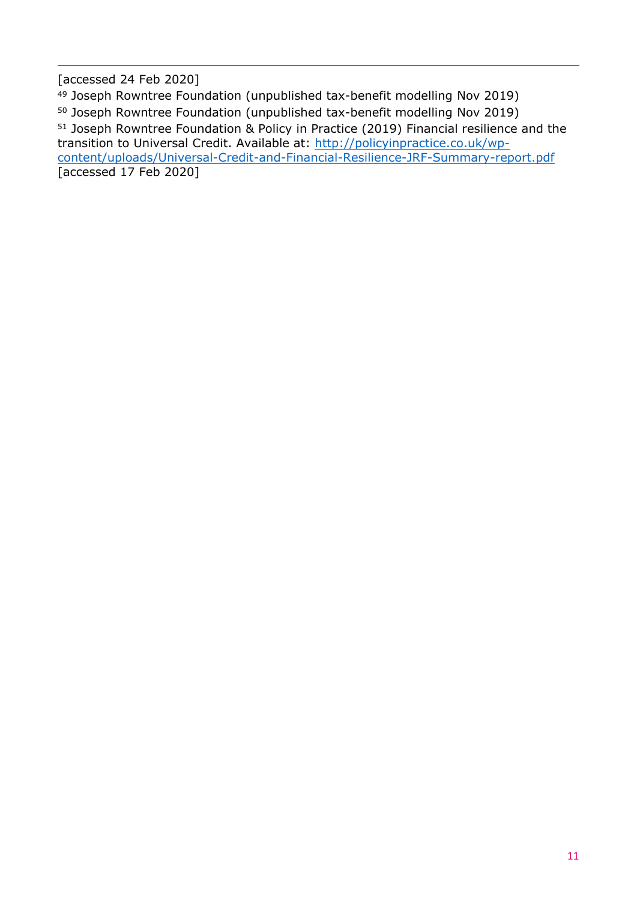[accessed 24 Feb 2020]

[49] Joseph Rowntree Foundation (unpublished tax-benefit modelling Nov 2019)

[50] Joseph Rowntree Foundation (unpublished tax-benefit modelling Nov 2019)

[51] Joseph Rowntree Foundation & Policy in Practice (2019) Financial resilience and the transition to Universal Credit. Available at: http://policyinpractice.co.uk/wp-content/uploads/Universal-Credit-and-Financial-Resilience-JRF-Summary-report.pdf [accessed 17 Feb 2020]